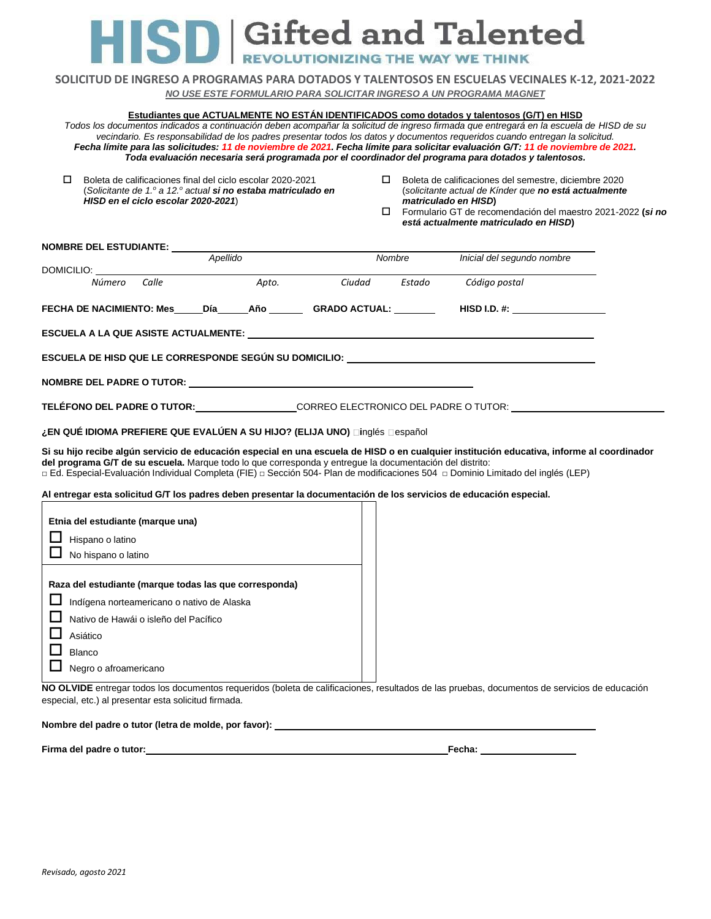# HISD | Gifted and Talented

REVOLUTIONIZING THE WAY WE THINK

## SOLICITUD DE INGRESO A PROGRAMAS PARA DOTADOS Y TALENTOSOS EN ESCUELAS VECINALES K-12, 2021-2022

***NO USE ESTE FORMULARIO PARA SOLICITAR INGRESO A UN PROGRAMA MAGNET***

**Estudiantes que ACTUALMENTE NO ESTÁN IDENTIFICADOS como dotados y talentosos (G/T) en HISD**

*Todos los documentos indicados a continuación deben acompañar la solicitud de ingreso firmada que entregará en la escuela de HISD de su vecindario. Es responsabilidad de los padres presentar todos los datos y documentos requeridos cuando entregan la solicitud.*

***Fecha límite para las solicitudes: 11 de noviembre de 2021. Fecha límite para solicitar evaluación G/T: 11 de noviembre de 2021.***

***Toda evaluación necesaria será programada por el coordinador del programa para dotados y talentosos.***

- ☐ Boleta de calificaciones final del ciclo escolar 2020-2021 (*Solicitante de 1.º a 12.º actual* ***si no estaba matriculado en HISD en el ciclo escolar 2020-2021***)
- ☐ Boleta de calificaciones del semestre, diciembre 2020 (*solicitante actual de Kínder que* ***no está actualmente matriculado en HISD***)
- ☐ Formulario GT de recomendación del maestro 2021-2022 (***si no está actualmente matriculado en HISD***)

**NOMBRE DEL ESTUDIANTE:** ______________________________
*Apellido* *Nombre* *Inicial del segundo nombre*

DOMICILIO: ______________________________
*Número Calle Apto. Ciudad Estado Código postal*

**FECHA DE NACIMIENTO: Mes**_____**Día**_____**Año** _______ **GRADO ACTUAL:** _______ **HISD I.D. #:** ________________

**ESCUELA A LA QUE ASISTE ACTUALMENTE:** ______________________________

**ESCUELA DE HISD QUE LE CORRESPONDE SEGÚN SU DOMICILIO:** ______________________________

**NOMBRE DEL PADRE O TUTOR:** ______________________________

**TELÉFONO DEL PADRE O TUTOR:**__________________ CORREO ELECTRONICO DEL PADRE O TUTOR: ______________________________

**¿EN QUÉ IDIOMA PREFIERE QUE EVALÚEN A SU HIJO? (ELIJA UNO)** ☐inglés ☐español

**Si su hijo recibe algún servicio de educación especial en una escuela de HISD o en cualquier institución educativa, informe al coordinador del programa G/T de su escuela.** Marque todo lo que corresponda y entregue la documentación del distrito:
☐ Ed. Especial-Evaluación Individual Completa (FIE) ☐ Sección 504- Plan de modificaciones 504 ☐ Dominio Limitado del inglés (LEP)

**Al entregar esta solicitud G/T los padres deben presentar la documentación de los servicios de educación especial.**

**Etnia del estudiante (marque una)**

- ☐ Hispano o latino
- ☐ No hispano o latino

**Raza del estudiante (marque todas las que corresponda)**

- ☐ Indígena norteamericano o nativo de Alaska
- ☐ Nativo de Hawái o isleño del Pacífico
- ☐ Asiático
- ☐ Blanco
- ☐ Negro o afroamericano

**NO OLVIDE** entregar todos los documentos requeridos (boleta de calificaciones, resultados de las pruebas, documentos de servicios de educación especial, etc.) al presentar esta solicitud firmada.

**Nombre del padre o tutor (letra de molde, por favor):** ______________________________

**Firma del padre o tutor:**______________________________ **Fecha:** ________________

*Revisado, agosto 2021*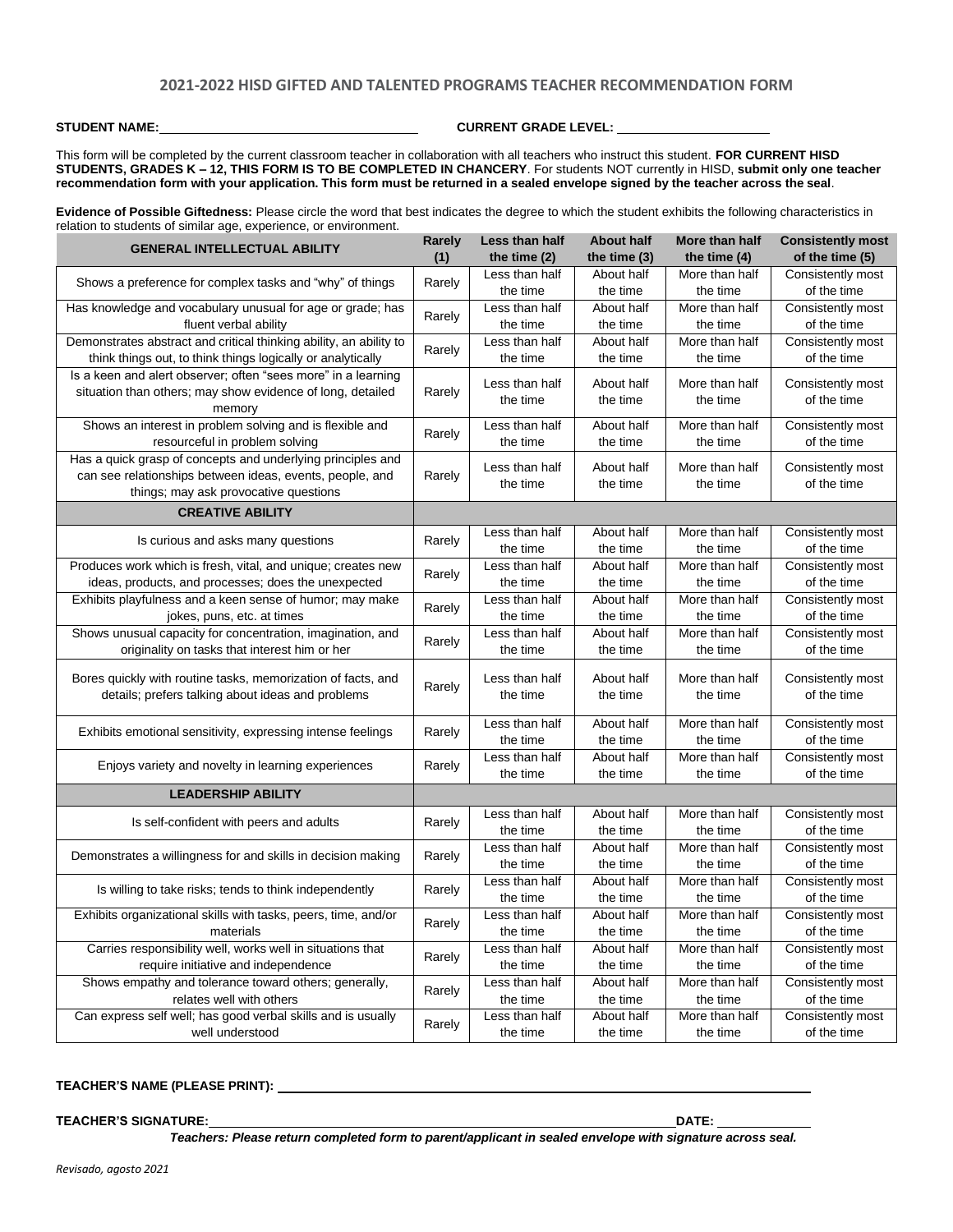## 2021-2022 HISD GIFTED AND TALENTED PROGRAMS TEACHER RECOMMENDATION FORM

**STUDENT NAME:** ______________________________ **CURRENT GRADE LEVEL:** ____________________

This form will be completed by the current classroom teacher in collaboration with all teachers who instruct this student. **FOR CURRENT HISD STUDENTS, GRADES K – 12, THIS FORM IS TO BE COMPLETED IN CHANCERY**. For students NOT currently in HISD, **submit only one teacher recommendation form with your application. This form must be returned in a sealed envelope signed by the teacher across the seal**.

**Evidence of Possible Giftedness:** Please circle the word that best indicates the degree to which the student exhibits the following characteristics in relation to students of similar age, experience, or environment.

| GENERAL INTELLECTUAL ABILITY | Rarely (1) | Less than half the time (2) | About half the time (3) | More than half the time (4) | Consistently most of the time (5) |
|---|---|---|---|---|---|
| Shows a preference for complex tasks and "why" of things | Rarely | Less than half the time | About half the time | More than half the time | Consistently most of the time |
| Has knowledge and vocabulary unusual for age or grade; has fluent verbal ability | Rarely | Less than half the time | About half the time | More than half the time | Consistently most of the time |
| Demonstrates abstract and critical thinking ability, an ability to think things out, to think things logically or analytically | Rarely | Less than half the time | About half the time | More than half the time | Consistently most of the time |
| Is a keen and alert observer; often "sees more" in a learning situation than others; may show evidence of long, detailed memory | Rarely | Less than half the time | About half the time | More than half the time | Consistently most of the time |
| Shows an interest in problem solving and is flexible and resourceful in problem solving | Rarely | Less than half the time | About half the time | More than half the time | Consistently most of the time |
| Has a quick grasp of concepts and underlying principles and can see relationships between ideas, events, people, and things; may ask provocative questions | Rarely | Less than half the time | About half the time | More than half the time | Consistently most of the time |
| **CREATIVE ABILITY** | | | | | |
| Is curious and asks many questions | Rarely | Less than half the time | About half the time | More than half the time | Consistently most of the time |
| Produces work which is fresh, vital, and unique; creates new ideas, products, and processes; does the unexpected | Rarely | Less than half the time | About half the time | More than half the time | Consistently most of the time |
| Exhibits playfulness and a keen sense of humor; may make jokes, puns, etc. at times | Rarely | Less than half the time | About half the time | More than half the time | Consistently most of the time |
| Shows unusual capacity for concentration, imagination, and originality on tasks that interest him or her | Rarely | Less than half the time | About half the time | More than half the time | Consistently most of the time |
| Bores quickly with routine tasks, memorization of facts, and details; prefers talking about ideas and problems | Rarely | Less than half the time | About half the time | More than half the time | Consistently most of the time |
| Exhibits emotional sensitivity, expressing intense feelings | Rarely | Less than half the time | About half the time | More than half the time | Consistently most of the time |
| Enjoys variety and novelty in learning experiences | Rarely | Less than half the time | About half the time | More than half the time | Consistently most of the time |
| **LEADERSHIP ABILITY** | | | | | |
| Is self-confident with peers and adults | Rarely | Less than half the time | About half the time | More than half the time | Consistently most of the time |
| Demonstrates a willingness for and skills in decision making | Rarely | Less than half the time | About half the time | More than half the time | Consistently most of the time |
| Is willing to take risks; tends to think independently | Rarely | Less than half the time | About half the time | More than half the time | Consistently most of the time |
| Exhibits organizational skills with tasks, peers, time, and/or materials | Rarely | Less than half the time | About half the time | More than half the time | Consistently most of the time |
| Carries responsibility well, works well in situations that require initiative and independence | Rarely | Less than half the time | About half the time | More than half the time | Consistently most of the time |
| Shows empathy and tolerance toward others; generally, relates well with others | Rarely | Less than half the time | About half the time | More than half the time | Consistently most of the time |
| Can express self well; has good verbal skills and is usually well understood | Rarely | Less than half the time | About half the time | More than half the time | Consistently most of the time |

**TEACHER'S NAME (PLEASE PRINT):** ________________________________________

**TEACHER'S SIGNATURE:** ________________________________________ **DATE:** ____________

***Teachers: Please return completed form to parent/applicant in sealed envelope with signature across seal.***

*Revisado, agosto 2021*